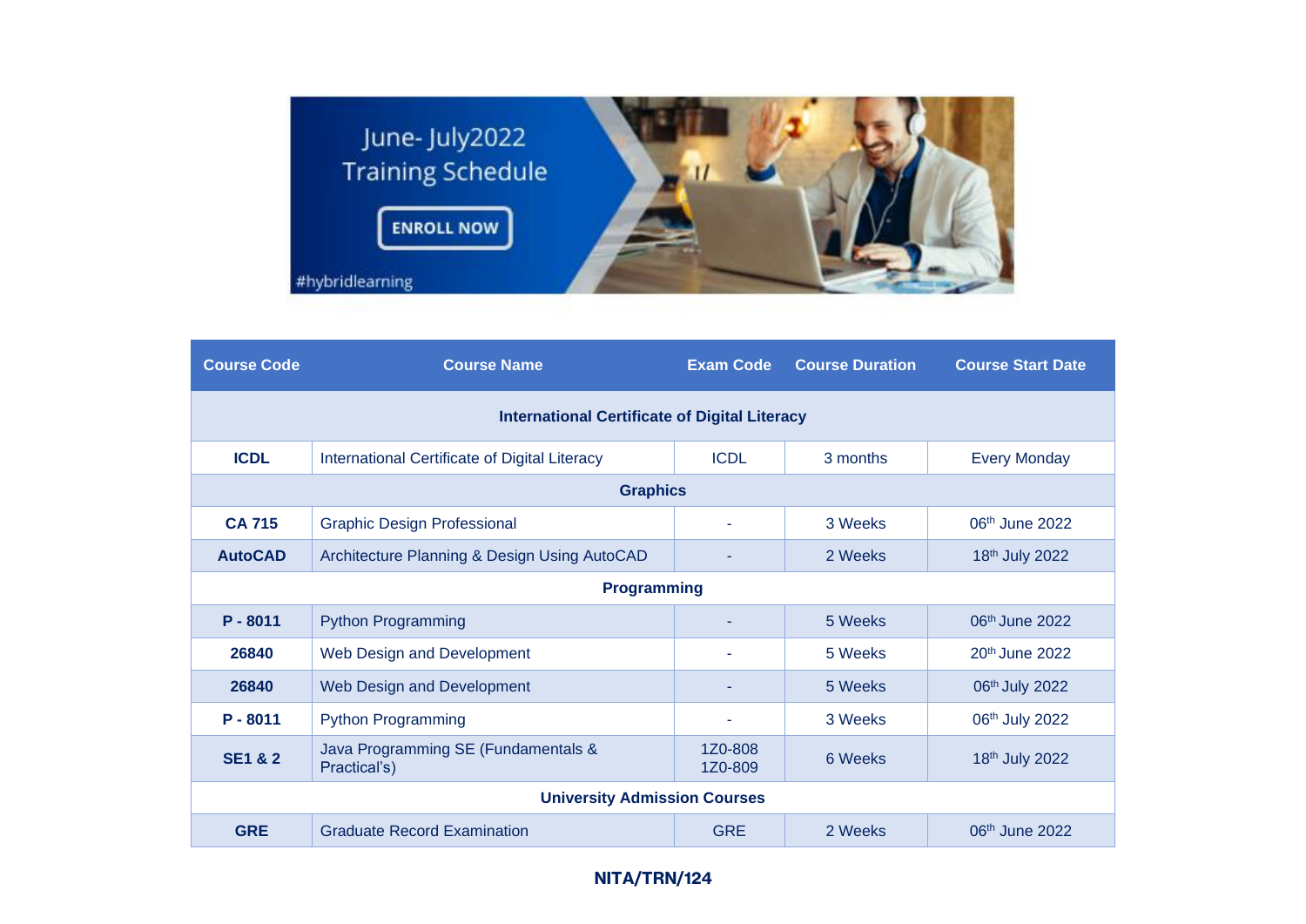June- July2022 Training Schedule

ENROLL NOW

#hybridlearning

| Course Code | Course Name | Exam Code | Course Duration | Course Start Date |
|---|---|---|---|---|
| **International Certificate of Digital Literacy** | | | | |
| **ICDL** | International Certificate of Digital Literacy | ICDL | 3 months | Every Monday |
| **Graphics** | | | | |
| **CA 715** | Graphic Design Professional | - | 3 Weeks | 06th June 2022 |
| **AutoCAD** | Architecture Planning & Design Using AutoCAD | - | 2 Weeks | 18th July 2022 |
| **Programming** | | | | |
| **P - 8011** | Python Programming | - | 5 Weeks | 06th June 2022 |
| **26840** | Web Design and Development | - | 5 Weeks | 20th June 2022 |
| **26840** | Web Design and Development | - | 5 Weeks | 06th July 2022 |
| **P - 8011** | Python Programming | - | 3 Weeks | 06th July 2022 |
| **SE1 & 2** | Java Programming SE (Fundamentals & Practical's) | 1Z0-808 1Z0-809 | 6 Weeks | 18th July 2022 |
| **University Admission Courses** | | | | |
| **GRE** | Graduate Record Examination | GRE | 2 Weeks | 06th June 2022 |

**NITA/TRN/124**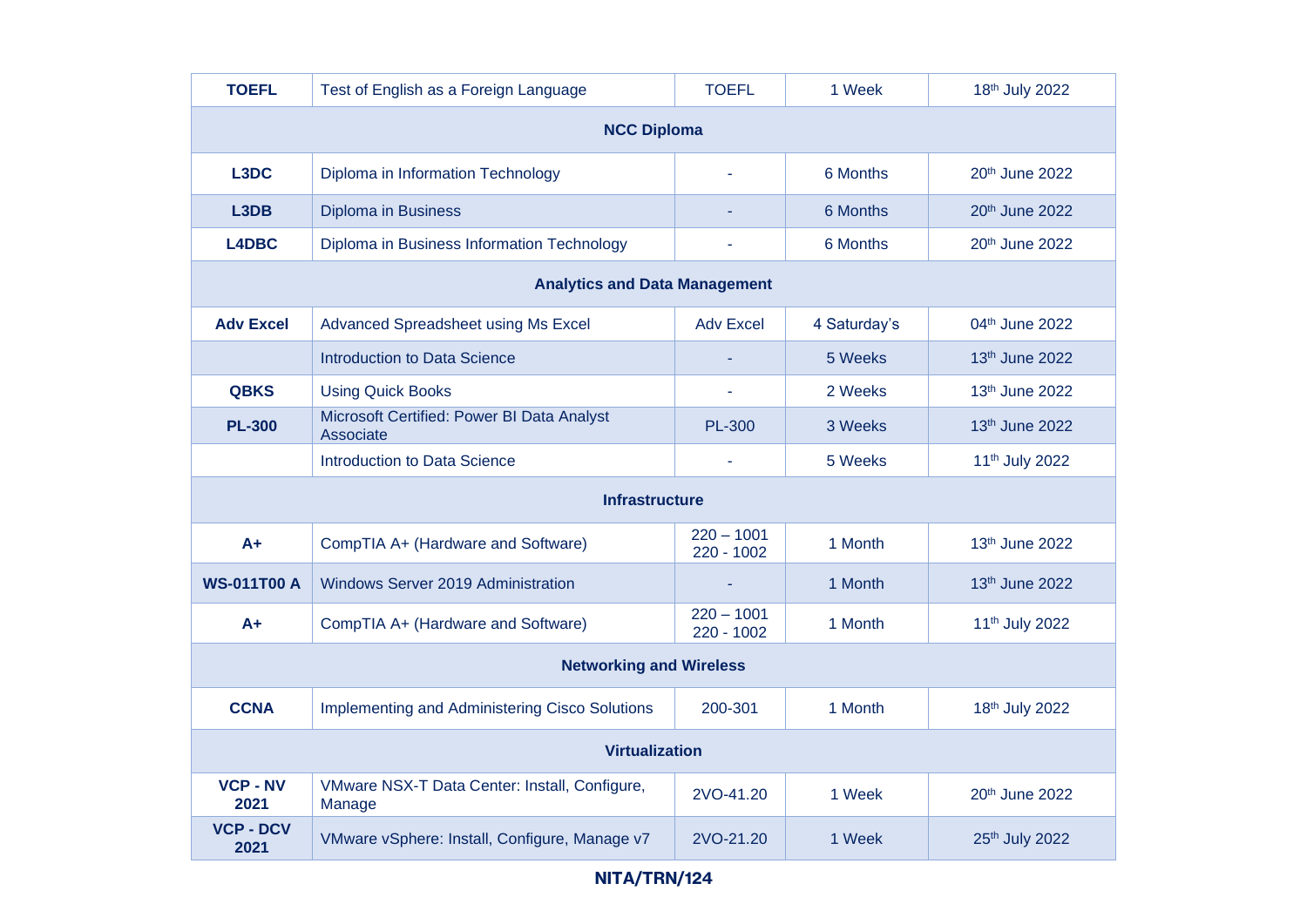| | | | | |
|---|---|---|---|---|
| **TOEFL** | Test of English as a Foreign Language | TOEFL | 1 Week | 18th July 2022 |
| **NCC Diploma** | | | | |
| **L3DC** | Diploma in Information Technology | - | 6 Months | 20th June 2022 |
| **L3DB** | Diploma in Business | - | 6 Months | 20th June 2022 |
| **L4DBC** | Diploma in Business Information Technology | - | 6 Months | 20th June 2022 |
| **Analytics and Data Management** | | | | |
| **Adv Excel** | Advanced Spreadsheet using Ms Excel | Adv Excel | 4 Saturday's | 04th June 2022 |
| | Introduction to Data Science | - | 5 Weeks | 13th June 2022 |
| **QBKS** | Using Quick Books | - | 2 Weeks | 13th June 2022 |
| **PL-300** | Microsoft Certified: Power BI Data Analyst Associate | PL-300 | 3 Weeks | 13th June 2022 |
| | Introduction to Data Science | - | 5 Weeks | 11th July 2022 |
| **Infrastructure** | | | | |
| **A+** | CompTIA A+ (Hardware and Software) | 220 – 1001 220 - 1002 | 1 Month | 13th June 2022 |
| **WS-011T00 A** | Windows Server 2019 Administration | - | 1 Month | 13th June 2022 |
| **A+** | CompTIA A+ (Hardware and Software) | 220 – 1001 220 - 1002 | 1 Month | 11th July 2022 |
| **Networking and Wireless** | | | | |
| **CCNA** | Implementing and Administering Cisco Solutions | 200-301 | 1 Month | 18th July 2022 |
| **Virtualization** | | | | |
| **VCP - NV 2021** | VMware NSX-T Data Center: Install, Configure, Manage | 2VO-41.20 | 1 Week | 20th June 2022 |
| **VCP - DCV 2021** | VMware vSphere: Install, Configure, Manage v7 | 2VO-21.20 | 1 Week | 25th July 2022 |

**NITA/TRN/124**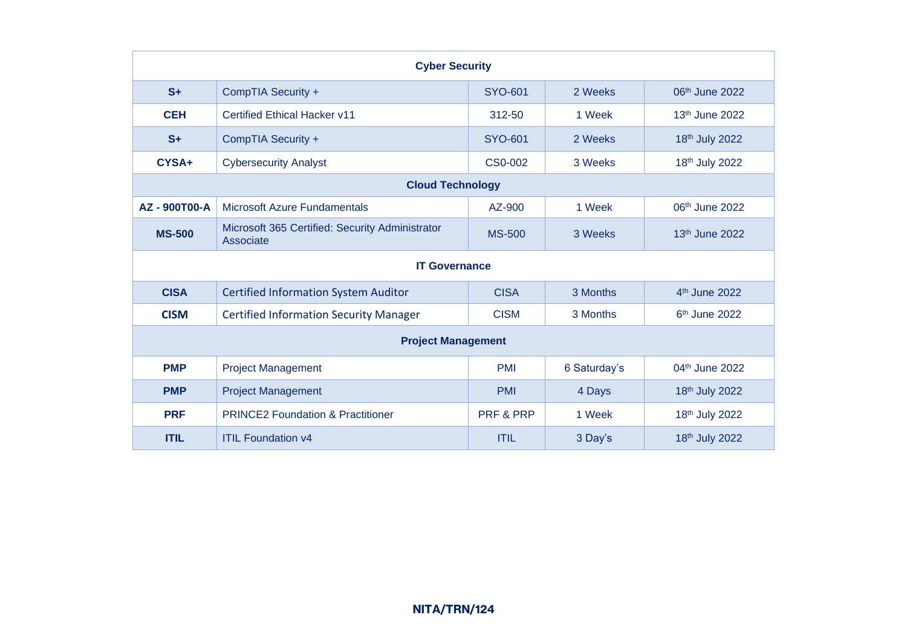| | | | | |
|---|---|---|---|---|
| **Cyber Security** | | | | |
| **S+** | CompTIA Security + | SYO-601 | 2 Weeks | 06th June 2022 |
| **CEH** | Certified Ethical Hacker v11 | 312-50 | 1 Week | 13th June 2022 |
| **S+** | CompTIA Security + | SYO-601 | 2 Weeks | 18th July 2022 |
| **CYSA+** | Cybersecurity Analyst | CS0-002 | 3 Weeks | 18th July 2022 |
| **Cloud Technology** | | | | |
| **AZ - 900T00-A** | Microsoft Azure Fundamentals | AZ-900 | 1 Week | 06th June 2022 |
| **MS-500** | Microsoft 365 Certified: Security Administrator Associate | MS-500 | 3 Weeks | 13th June 2022 |
| **IT Governance** | | | | |
| **CISA** | Certified Information System Auditor | CISA | 3 Months | 4th June 2022 |
| **CISM** | Certified Information Security Manager | CISM | 3 Months | 6th June 2022 |
| **Project Management** | | | | |
| **PMP** | Project Management | PMI | 6 Saturday's | 04th June 2022 |
| **PMP** | Project Management | PMI | 4 Days | 18th July 2022 |
| **PRF** | PRINCE2 Foundation & Practitioner | PRF & PRP | 1 Week | 18th July 2022 |
| **ITIL** | ITIL Foundation v4 | ITIL | 3 Day's | 18th July 2022 |

**NITA/TRN/124**